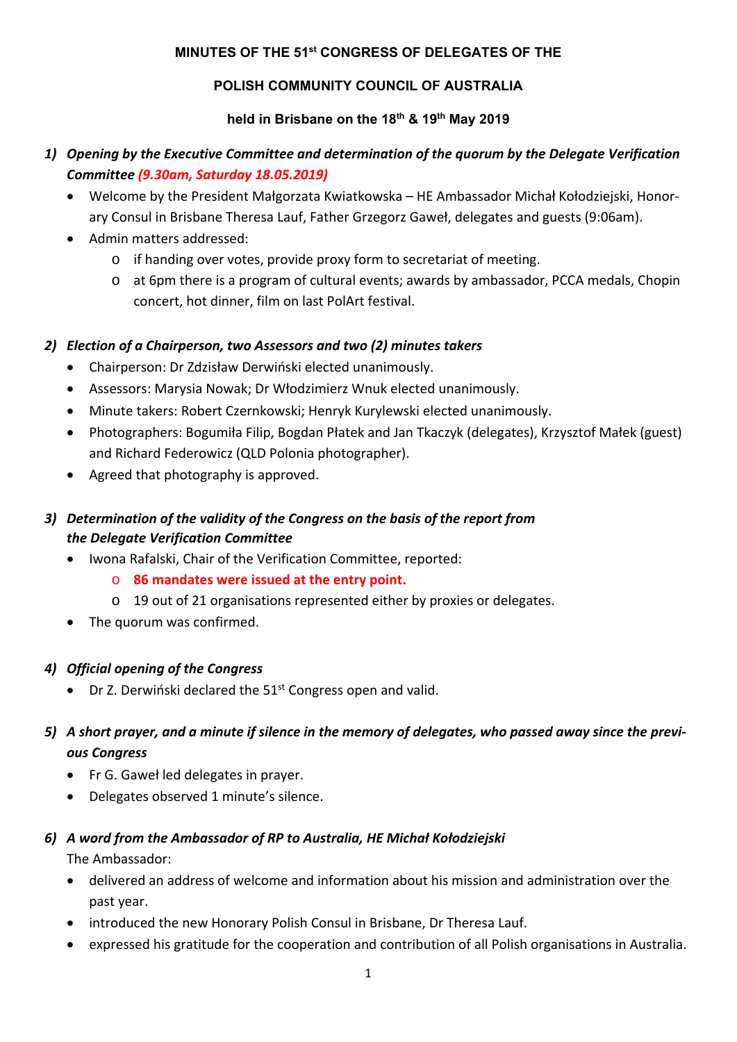**MINUTES OF THE 51st CONGRESS OF DELEGATES OF THE**

**POLISH COMMUNITY COUNCIL OF AUSTRALIA**

**held in Brisbane on the 18th & 19th May 2019**

1) ***Opening by the Executive Committee and determination of the quorum by the Delegate Verification Committee (9.30am, Saturday 18.05.2019)***
   - Welcome by the President Małgorzata Kwiatkowska – HE Ambassador Michał Kołodziejski, Honorary Consul in Brisbane Theresa Lauf, Father Grzegorz Gaweł, delegates and guests (9:06am).
   - Admin matters addressed:
     - if handing over votes, provide proxy form to secretariat of meeting.
     - at 6pm there is a program of cultural events; awards by ambassador, PCCA medals, Chopin concert, hot dinner, film on last PolArt festival.

2) ***Election of a Chairperson, two Assessors and two (2) minutes takers***
   - Chairperson: Dr Zdzisław Derwiński elected unanimously.
   - Assessors: Marysia Nowak; Dr Włodzimierz Wnuk elected unanimously.
   - Minute takers: Robert Czernkowski; Henryk Kurylewski elected unanimously.
   - Photographers: Bogumiła Filip, Bogdan Płatek and Jan Tkaczyk (delegates), Krzysztof Małek (guest) and Richard Federowicz (QLD Polonia photographer).
   - Agreed that photography is approved.

3) ***Determination of the validity of the Congress on the basis of the report from the Delegate Verification Committee***
   - Iwona Rafalski, Chair of the Verification Committee, reported:
     - **86 mandates were issued at the entry point.**
     - 19 out of 21 organisations represented either by proxies or delegates.
   - The quorum was confirmed.

4) ***Official opening of the Congress***
   - Dr Z. Derwiński declared the 51st Congress open and valid.

5) ***A short prayer, and a minute if silence in the memory of delegates, who passed away since the previous Congress***
   - Fr G. Gaweł led delegates in prayer.
   - Delegates observed 1 minute's silence.

6) ***A word from the Ambassador of RP to Australia, HE Michał Kołodziejski***

   The Ambassador:
   - delivered an address of welcome and information about his mission and administration over the past year.
   - introduced the new Honorary Polish Consul in Brisbane, Dr Theresa Lauf.
   - expressed his gratitude for the cooperation and contribution of all Polish organisations in Australia.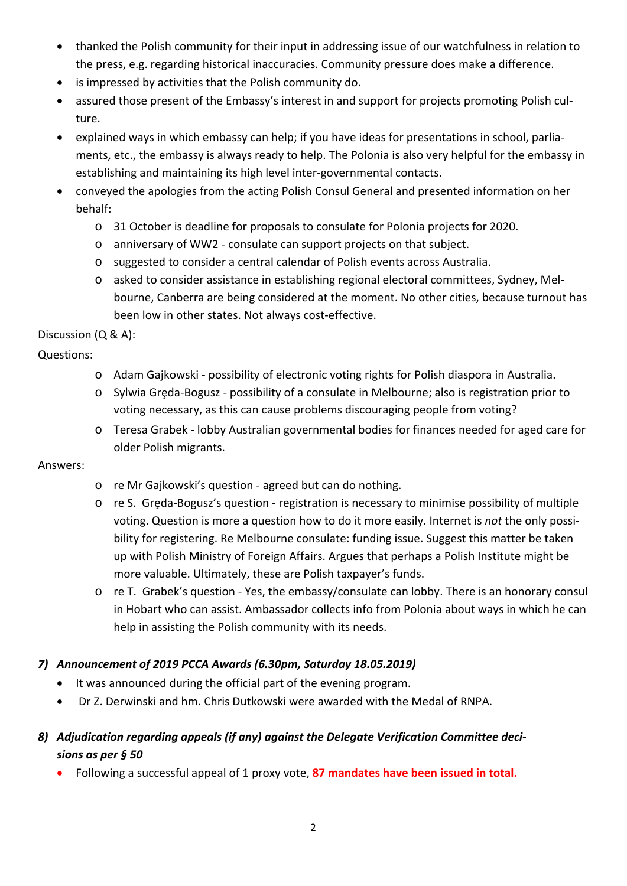- thanked the Polish community for their input in addressing issue of our watchfulness in relation to the press, e.g. regarding historical inaccuracies. Community pressure does make a difference.
- is impressed by activities that the Polish community do.
- assured those present of the Embassy's interest in and support for projects promoting Polish culture.
- explained ways in which embassy can help; if you have ideas for presentations in school, parliaments, etc., the embassy is always ready to help. The Polonia is also very helpful for the embassy in establishing and maintaining its high level inter-governmental contacts.
- conveyed the apologies from the acting Polish Consul General and presented information on her behalf:
  - 31 October is deadline for proposals to consulate for Polonia projects for 2020.
  - anniversary of WW2 - consulate can support projects on that subject.
  - suggested to consider a central calendar of Polish events across Australia.
  - asked to consider assistance in establishing regional electoral committees, Sydney, Melbourne, Canberra are being considered at the moment. No other cities, because turnout has been low in other states. Not always cost-effective.

Discussion (Q & A):

Questions:

- Adam Gajkowski - possibility of electronic voting rights for Polish diaspora in Australia.
- Sylwia Gręda-Bogusz - possibility of a consulate in Melbourne; also is registration prior to voting necessary, as this can cause problems discouraging people from voting?
- Teresa Grabek - lobby Australian governmental bodies for finances needed for aged care for older Polish migrants.

Answers:

- re Mr Gajkowski's question - agreed but can do nothing.
- re S. Gręda-Bogusz's question - registration is necessary to minimise possibility of multiple voting. Question is more a question how to do it more easily. Internet is *not* the only possibility for registering. Re Melbourne consulate: funding issue. Suggest this matter be taken up with Polish Ministry of Foreign Affairs. Argues that perhaps a Polish Institute might be more valuable. Ultimately, these are Polish taxpayer's funds.
- re T. Grabek's question - Yes, the embassy/consulate can lobby. There is an honorary consul in Hobart who can assist. Ambassador collects info from Polonia about ways in which he can help in assisting the Polish community with its needs.

### *7) Announcement of 2019 PCCA Awards (6.30pm, Saturday 18.05.2019)*

- It was announced during the official part of the evening program.
- Dr Z. Derwinski and hm. Chris Dutkowski were awarded with the Medal of RNPA.

### *8) Adjudication regarding appeals (if any) against the Delegate Verification Committee decisions as per § 50*

- Following a successful appeal of 1 proxy vote, **87 mandates have been issued in total.**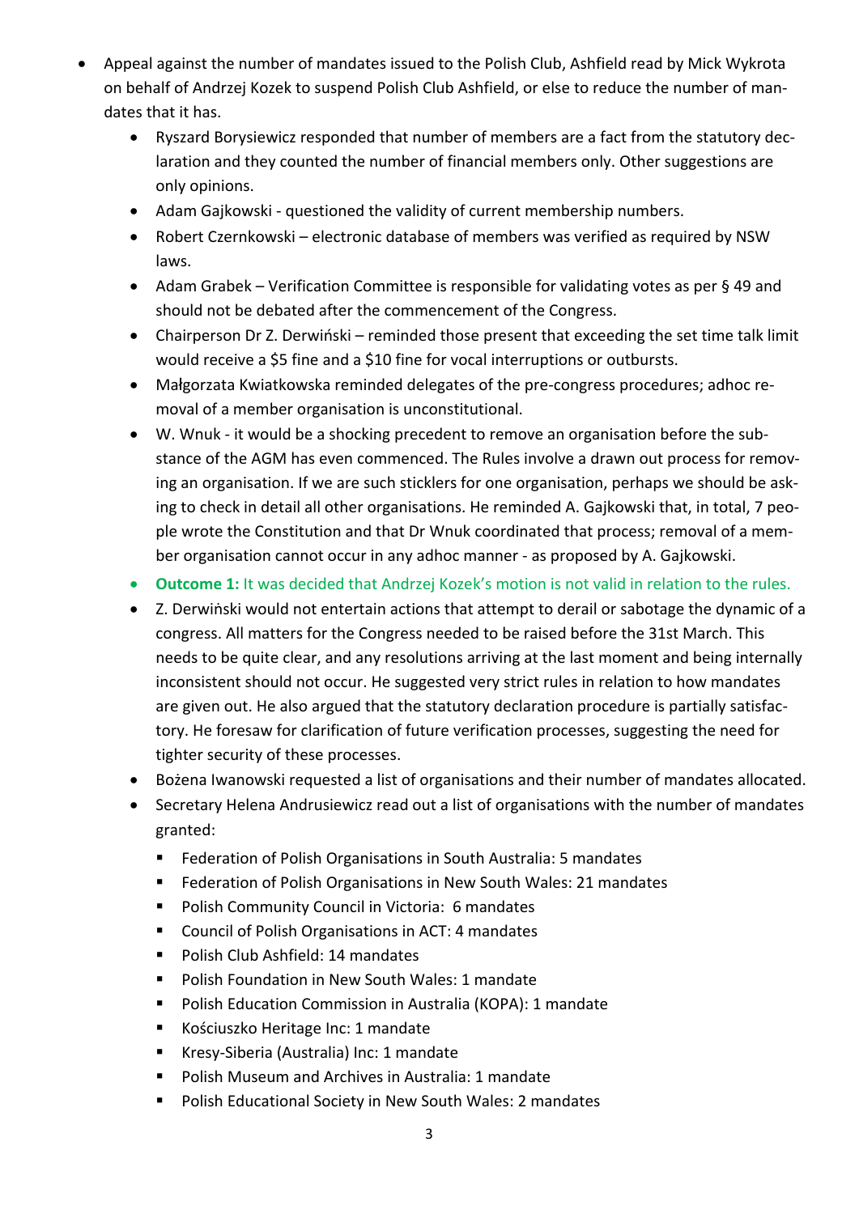- Appeal against the number of mandates issued to the Polish Club, Ashfield read by Mick Wykrota on behalf of Andrzej Kozek to suspend Polish Club Ashfield, or else to reduce the number of mandates that it has.
  - Ryszard Borysiewicz responded that number of members are a fact from the statutory declaration and they counted the number of financial members only. Other suggestions are only opinions.
  - Adam Gajkowski - questioned the validity of current membership numbers.
  - Robert Czernkowski – electronic database of members was verified as required by NSW laws.
  - Adam Grabek – Verification Committee is responsible for validating votes as per § 49 and should not be debated after the commencement of the Congress.
  - Chairperson Dr Z. Derwiński – reminded those present that exceeding the set time talk limit would receive a $5 fine and a $10 fine for vocal interruptions or outbursts.
  - Małgorzata Kwiatkowska reminded delegates of the pre-congress procedures; adhoc removal of a member organisation is unconstitutional.
  - W. Wnuk - it would be a shocking precedent to remove an organisation before the substance of the AGM has even commenced. The Rules involve a drawn out process for removing an organisation. If we are such sticklers for one organisation, perhaps we should be asking to check in detail all other organisations. He reminded A. Gajkowski that, in total, 7 people wrote the Constitution and that Dr Wnuk coordinated that process; removal of a member organisation cannot occur in any adhoc manner - as proposed by A. Gajkowski.
  - **Outcome 1:** It was decided that Andrzej Kozek's motion is not valid in relation to the rules.
  - Z. Derwiński would not entertain actions that attempt to derail or sabotage the dynamic of a congress. All matters for the Congress needed to be raised before the 31st March. This needs to be quite clear, and any resolutions arriving at the last moment and being internally inconsistent should not occur. He suggested very strict rules in relation to how mandates are given out. He also argued that the statutory declaration procedure is partially satisfactory. He foresaw for clarification of future verification processes, suggesting the need for tighter security of these processes.
  - Bożena Iwanowski requested a list of organisations and their number of mandates allocated.
  - Secretary Helena Andrusiewicz read out a list of organisations with the number of mandates granted:
    - Federation of Polish Organisations in South Australia: 5 mandates
    - Federation of Polish Organisations in New South Wales: 21 mandates
    - Polish Community Council in Victoria: 6 mandates
    - Council of Polish Organisations in ACT: 4 mandates
    - Polish Club Ashfield: 14 mandates
    - Polish Foundation in New South Wales: 1 mandate
    - Polish Education Commission in Australia (KOPA): 1 mandate
    - Kościuszko Heritage Inc: 1 mandate
    - Kresy-Siberia (Australia) Inc: 1 mandate
    - Polish Museum and Archives in Australia: 1 mandate
    - Polish Educational Society in New South Wales: 2 mandates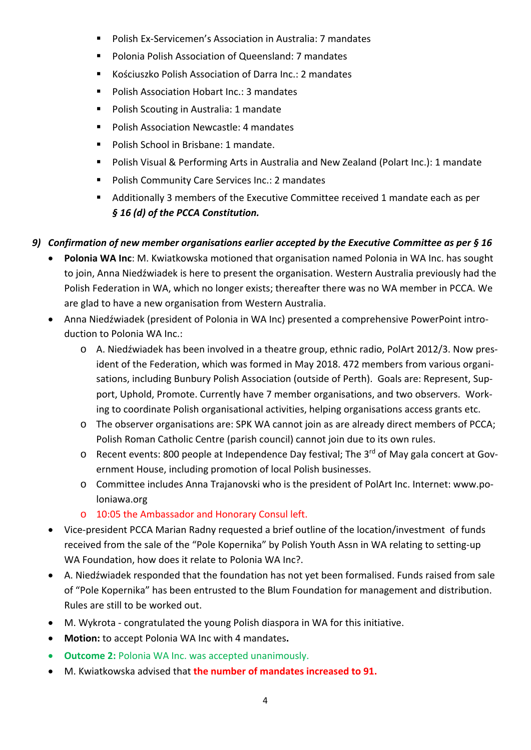- Polish Ex-Servicemen's Association in Australia: 7 mandates
    - Polonia Polish Association of Queensland: 7 mandates
    - Kościuszko Polish Association of Darra Inc.: 2 mandates
    - Polish Association Hobart Inc.: 3 mandates
    - Polish Scouting in Australia: 1 mandate
    - Polish Association Newcastle: 4 mandates
    - Polish School in Brisbane: 1 mandate.
    - Polish Visual & Performing Arts in Australia and New Zealand (Polart Inc.): 1 mandate
    - Polish Community Care Services Inc.: 2 mandates
    - Additionally 3 members of the Executive Committee received 1 mandate each as per ***§ 16 (d) of the PCCA Constitution.***

***9) Confirmation of new member organisations earlier accepted by the Executive Committee as per § 16***

- **Polonia WA Inc**: M. Kwiatkowska motioned that organisation named Polonia in WA Inc. has sought to join, Anna Niedźwiadek is here to present the organisation. Western Australia previously had the Polish Federation in WA, which no longer exists; thereafter there was no WA member in PCCA. We are glad to have a new organisation from Western Australia.
- Anna Niedźwiadek (president of Polonia in WA Inc) presented a comprehensive PowerPoint introduction to Polonia WA Inc.:
    - A. Niedźwiadek has been involved in a theatre group, ethnic radio, PolArt 2012/3. Now president of the Federation, which was formed in May 2018. 472 members from various organisations, including Bunbury Polish Association (outside of Perth). Goals are: Represent, Support, Uphold, Promote. Currently have 7 member organisations, and two observers. Working to coordinate Polish organisational activities, helping organisations access grants etc.
    - The observer organisations are: SPK WA cannot join as are already direct members of PCCA; Polish Roman Catholic Centre (parish council) cannot join due to its own rules.
    - Recent events: 800 people at Independence Day festival; The 3rd of May gala concert at Government House, including promotion of local Polish businesses.
    - Committee includes Anna Trajanovski who is the president of PolArt Inc. Internet: www.poloniawa.org
    - 10:05 the Ambassador and Honorary Consul left.
- Vice-president PCCA Marian Radny requested a brief outline of the location/investment of funds received from the sale of the "Pole Kopernika" by Polish Youth Assn in WA relating to setting-up WA Foundation, how does it relate to Polonia WA Inc?.
- A. Niedźwiadek responded that the foundation has not yet been formalised. Funds raised from sale of "Pole Kopernika" has been entrusted to the Blum Foundation for management and distribution. Rules are still to be worked out.
- M. Wykrota - congratulated the young Polish diaspora in WA for this initiative.
- **Motion:** to accept Polonia WA Inc with 4 mandates**.**
- **Outcome 2:** Polonia WA Inc. was accepted unanimously.
- M. Kwiatkowska advised that **the number of mandates increased to 91.**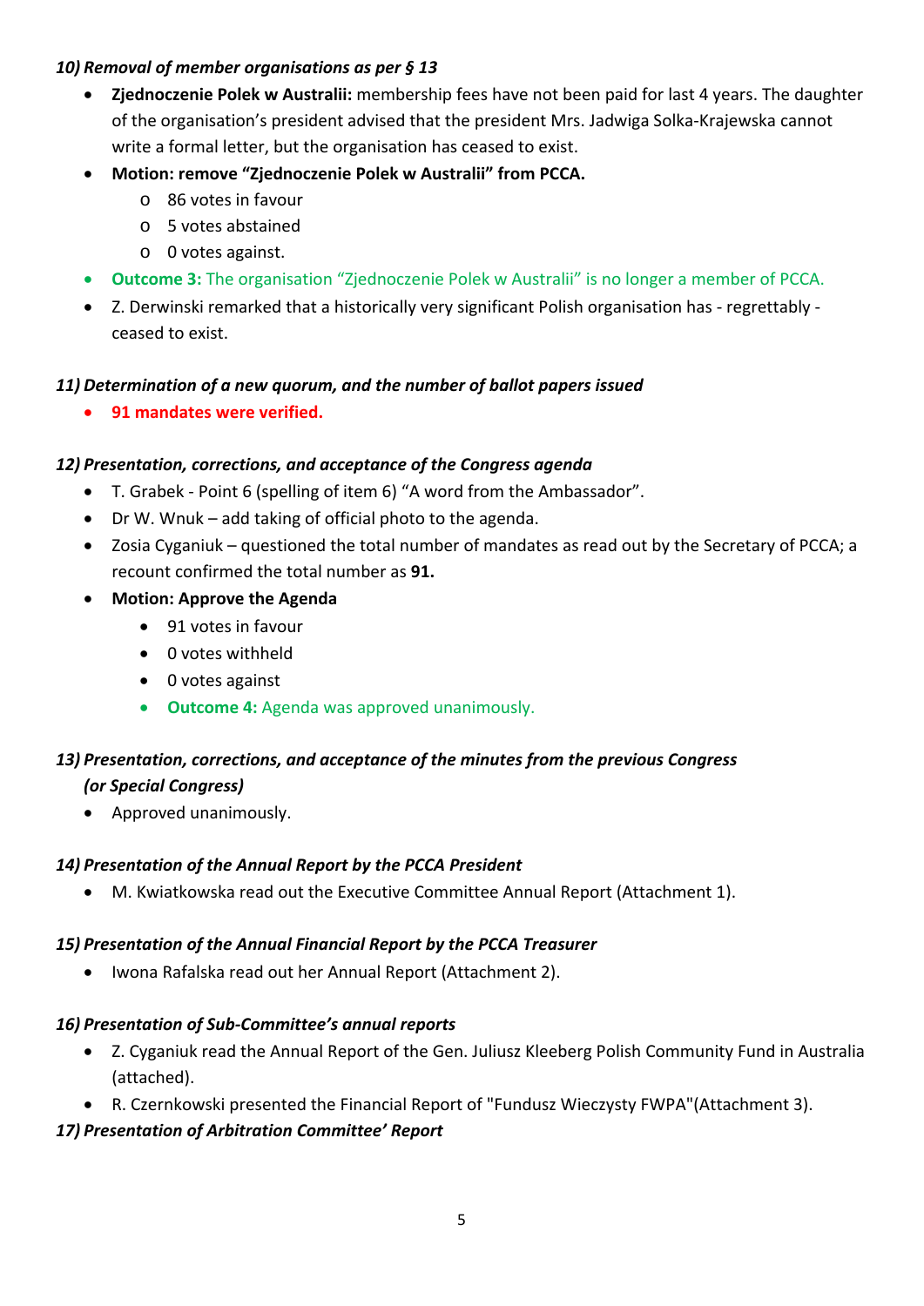***10) Removal of member organisations as per § 13***

- **Zjednoczenie Polek w Australii:** membership fees have not been paid for last 4 years. The daughter of the organisation's president advised that the president Mrs. Jadwiga Solka-Krajewska cannot write a formal letter, but the organisation has ceased to exist.
- **Motion: remove "Zjednoczenie Polek w Australii" from PCCA.**
  - 86 votes in favour
  - 5 votes abstained
  - 0 votes against.
- **Outcome 3:** The organisation "Zjednoczenie Polek w Australii" is no longer a member of PCCA.
- Z. Derwinski remarked that a historically very significant Polish organisation has - regrettably - ceased to exist.

***11) Determination of a new quorum, and the number of ballot papers issued***

- **91 mandates were verified.**

***12) Presentation, corrections, and acceptance of the Congress agenda***

- T. Grabek - Point 6 (spelling of item 6) "A word from the Ambassador".
- Dr W. Wnuk – add taking of official photo to the agenda.
- Zosia Cyganiuk – questioned the total number of mandates as read out by the Secretary of PCCA; a recount confirmed the total number as **91.**
- **Motion: Approve the Agenda**
  - 91 votes in favour
  - 0 votes withheld
  - 0 votes against
  - **Outcome 4:** Agenda was approved unanimously.

***13) Presentation, corrections, and acceptance of the minutes from the previous Congress (or Special Congress)***

- Approved unanimously.

***14) Presentation of the Annual Report by the PCCA President***

- M. Kwiatkowska read out the Executive Committee Annual Report (Attachment 1).

***15) Presentation of the Annual Financial Report by the PCCA Treasurer***

- Iwona Rafalska read out her Annual Report (Attachment 2).

***16) Presentation of Sub-Committee's annual reports***

- Z. Cyganiuk read the Annual Report of the Gen. Juliusz Kleeberg Polish Community Fund in Australia (attached).
- R. Czernkowski presented the Financial Report of "Fundusz Wieczysty FWPA"(Attachment 3).

***17) Presentation of Arbitration Committee' Report***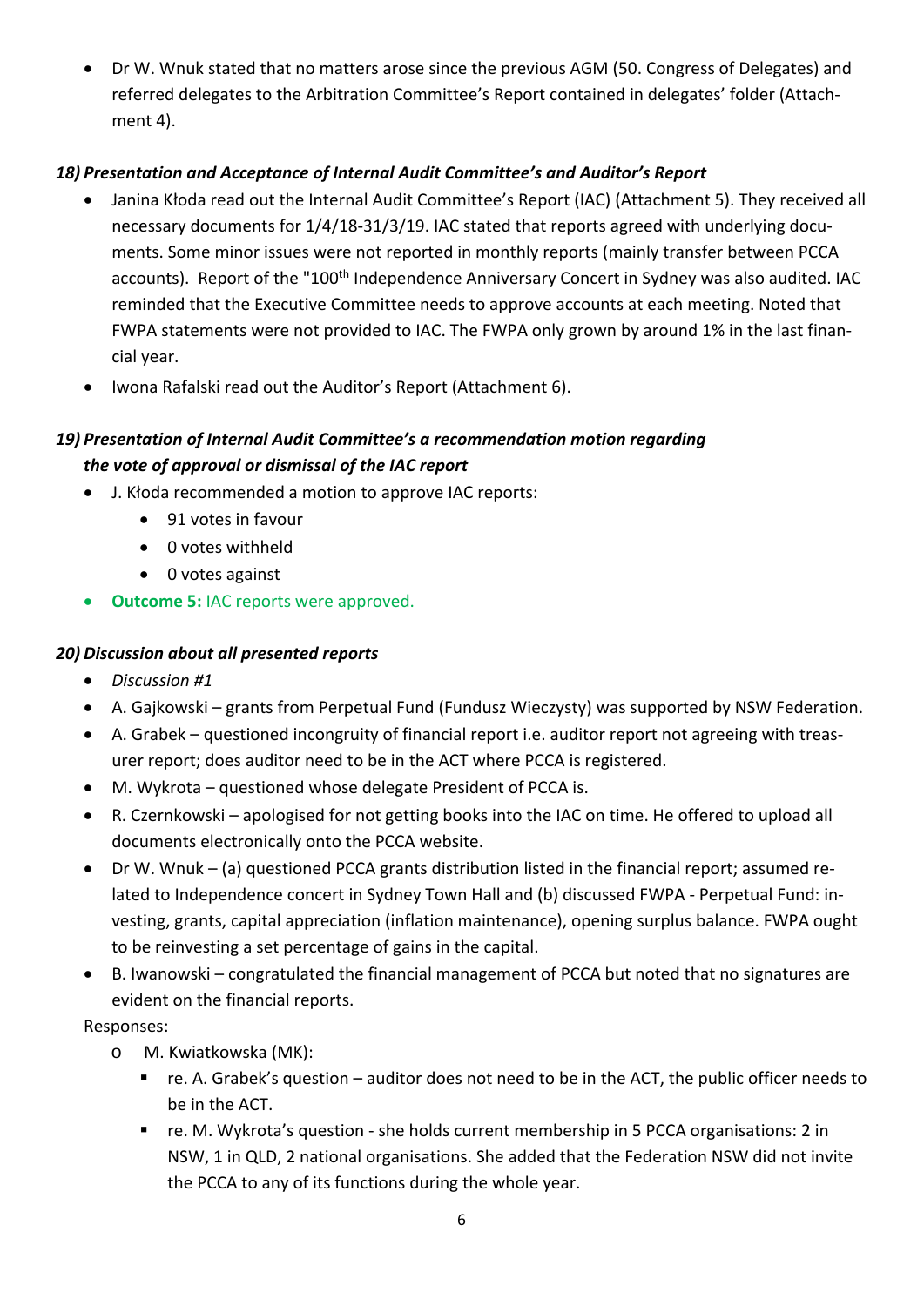- Dr W. Wnuk stated that no matters arose since the previous AGM (50. Congress of Delegates) and referred delegates to the Arbitration Committee's Report contained in delegates' folder (Attachment 4).

### 18) *Presentation and Acceptance of Internal Audit Committee's and Auditor's Report*

- Janina Kłoda read out the Internal Audit Committee's Report (IAC) (Attachment 5). They received all necessary documents for 1/4/18-31/3/19. IAC stated that reports agreed with underlying documents. Some minor issues were not reported in monthly reports (mainly transfer between PCCA accounts). Report of the "100th Independence Anniversary Concert in Sydney was also audited. IAC reminded that the Executive Committee needs to approve accounts at each meeting. Noted that FWPA statements were not provided to IAC. The FWPA only grown by around 1% in the last financial year.
- Iwona Rafalski read out the Auditor's Report (Attachment 6).

### 19) *Presentation of Internal Audit Committee's a recommendation motion regarding the vote of approval or dismissal of the IAC report*

- J. Kłoda recommended a motion to approve IAC reports:
  - 91 votes in favour
  - 0 votes withheld
  - 0 votes against
- **Outcome 5:** IAC reports were approved.

### 20) *Discussion about all presented reports*

- *Discussion #1*
- A. Gajkowski – grants from Perpetual Fund (Fundusz Wieczysty) was supported by NSW Federation.
- A. Grabek – questioned incongruity of financial report i.e. auditor report not agreeing with treasurer report; does auditor need to be in the ACT where PCCA is registered.
- M. Wykrota – questioned whose delegate President of PCCA is.
- R. Czernkowski – apologised for not getting books into the IAC on time. He offered to upload all documents electronically onto the PCCA website.
- Dr W. Wnuk – (a) questioned PCCA grants distribution listed in the financial report; assumed related to Independence concert in Sydney Town Hall and (b) discussed FWPA - Perpetual Fund: investing, grants, capital appreciation (inflation maintenance), opening surplus balance. FWPA ought to be reinvesting a set percentage of gains in the capital.
- B. Iwanowski – congratulated the financial management of PCCA but noted that no signatures are evident on the financial reports.

Responses:

- M. Kwiatkowska (MK):
  - re. A. Grabek's question – auditor does not need to be in the ACT, the public officer needs to be in the ACT.
  - re. M. Wykrota's question - she holds current membership in 5 PCCA organisations: 2 in NSW, 1 in QLD, 2 national organisations. She added that the Federation NSW did not invite the PCCA to any of its functions during the whole year.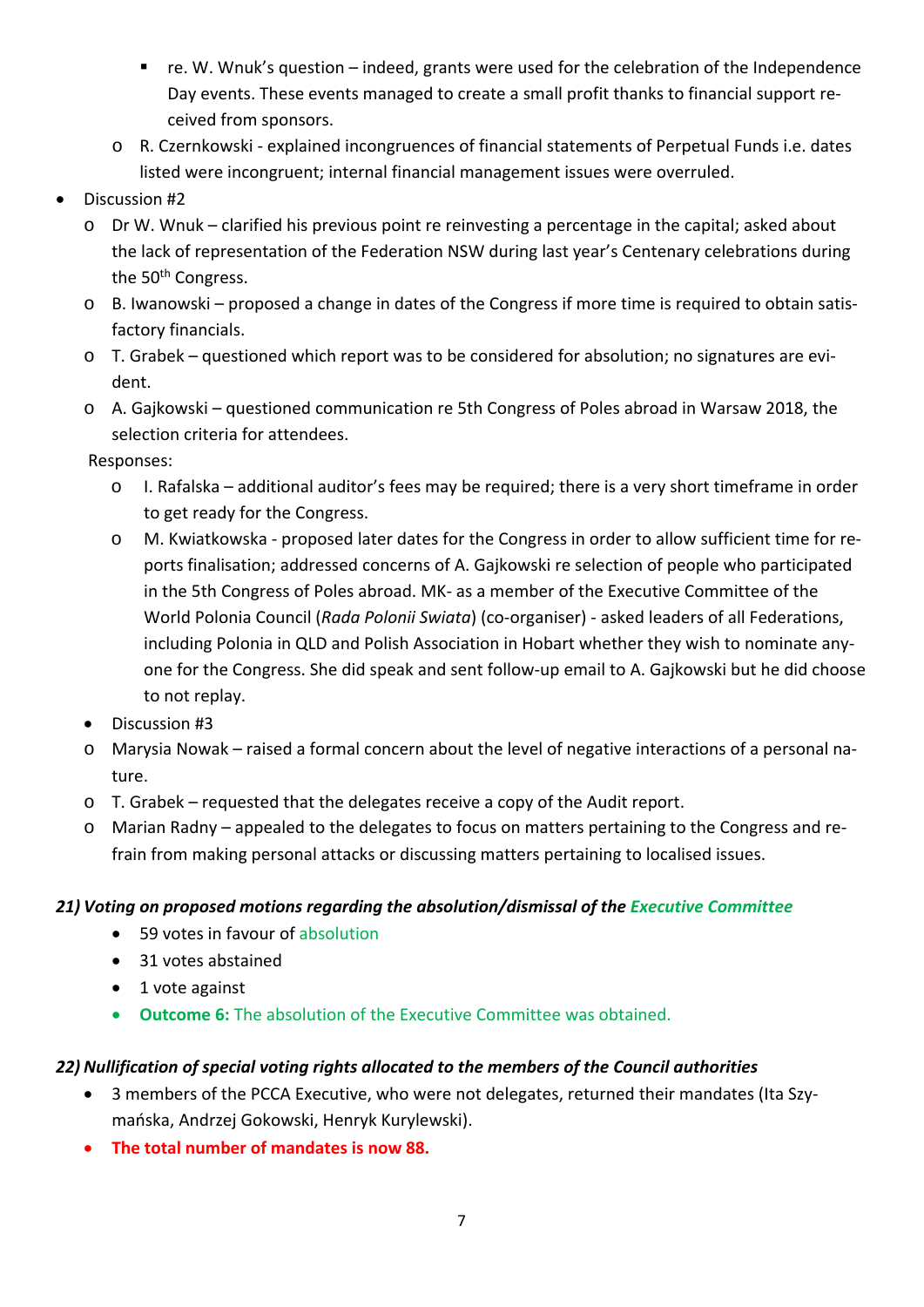- re. W. Wnuk's question – indeed, grants were used for the celebration of the Independence Day events. These events managed to create a small profit thanks to financial support received from sponsors.
    - R. Czernkowski - explained incongruences of financial statements of Perpetual Funds i.e. dates listed were incongruent; internal financial management issues were overruled.
- Discussion #2
    - Dr W. Wnuk – clarified his previous point re reinvesting a percentage in the capital; asked about the lack of representation of the Federation NSW during last year's Centenary celebrations during the 50th Congress.
    - B. Iwanowski – proposed a change in dates of the Congress if more time is required to obtain satisfactory financials.
    - T. Grabek – questioned which report was to be considered for absolution; no signatures are evident.
    - A. Gajkowski – questioned communication re 5th Congress of Poles abroad in Warsaw 2018, the selection criteria for attendees.

  Responses:

    - I. Rafalska – additional auditor's fees may be required; there is a very short timeframe in order to get ready for the Congress.
    - M. Kwiatkowska - proposed later dates for the Congress in order to allow sufficient time for reports finalisation; addressed concerns of A. Gajkowski re selection of people who participated in the 5th Congress of Poles abroad. MK- as a member of the Executive Committee of the World Polonia Council (*Rada Polonii Swiata*) (co-organiser) - asked leaders of all Federations, including Polonia in QLD and Polish Association in Hobart whether they wish to nominate anyone for the Congress. She did speak and sent follow-up email to A. Gajkowski but he did choose to not replay.
- Discussion #3
    - Marysia Nowak – raised a formal concern about the level of negative interactions of a personal nature.
    - T. Grabek – requested that the delegates receive a copy of the Audit report.
    - Marian Radny – appealed to the delegates to focus on matters pertaining to the Congress and refrain from making personal attacks or discussing matters pertaining to localised issues.

### *21) Voting on proposed motions regarding the absolution/dismissal of the Executive Committee*

- 59 votes in favour of absolution
- 31 votes abstained
- 1 vote against
- **Outcome 6:** The absolution of the Executive Committee was obtained.

### *22) Nullification of special voting rights allocated to the members of the Council authorities*

- 3 members of the PCCA Executive, who were not delegates, returned their mandates (Ita Szymańska, Andrzej Gokowski, Henryk Kurylewski).
- **The total number of mandates is now 88.**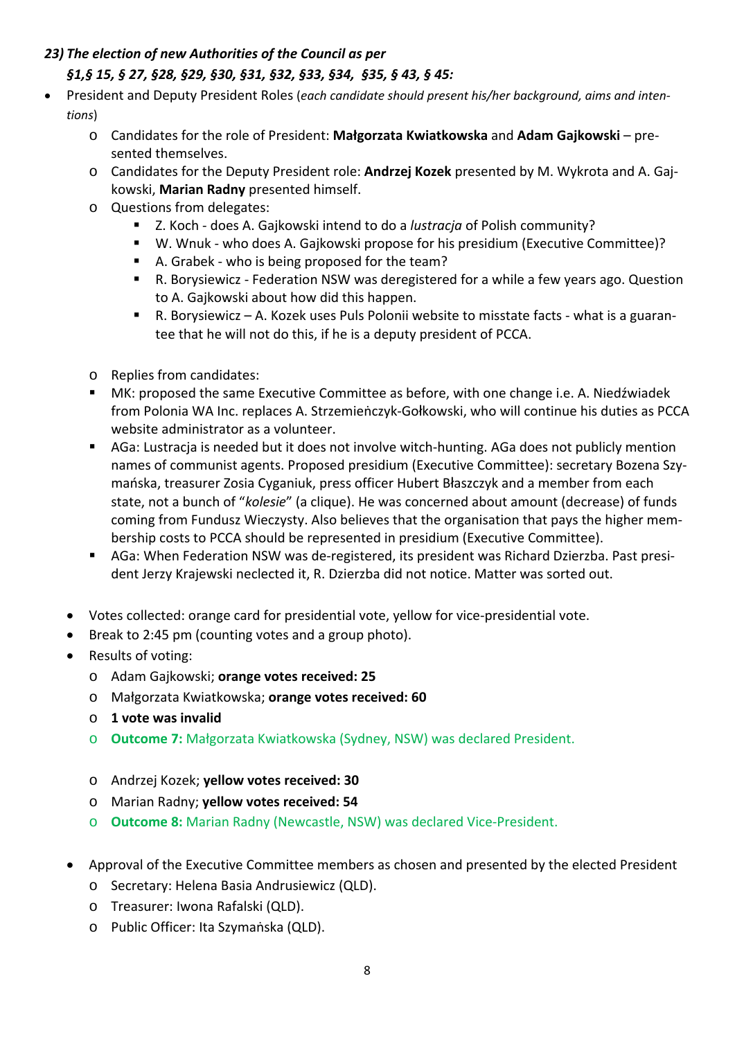### *23) The election of new Authorities of the Council as per §1,§ 15, § 27, §28, §29, §30, §31, §32, §33, §34, §35, § 43, § 45:*

- President and Deputy President Roles (*each candidate should present his/her background, aims and intentions*)
  - Candidates for the role of President: **Małgorzata Kwiatkowska** and **Adam Gajkowski** – presented themselves.
  - Candidates for the Deputy President role: **Andrzej Kozek** presented by M. Wykrota and A. Gajkowski, **Marian Radny** presented himself.
  - Questions from delegates:
    - Z. Koch - does A. Gajkowski intend to do a *lustracja* of Polish community?
    - W. Wnuk - who does A. Gajkowski propose for his presidium (Executive Committee)?
    - A. Grabek - who is being proposed for the team?
    - R. Borysiewicz - Federation NSW was deregistered for a while a few years ago. Question to A. Gajkowski about how did this happen.
    - R. Borysiewicz – A. Kozek uses Puls Polonii website to misstate facts - what is a guarantee that he will not do this, if he is a deputy president of PCCA.
  - Replies from candidates:
  - MK: proposed the same Executive Committee as before, with one change i.e. A. Niedźwiadek from Polonia WA Inc. replaces A. Strzemieńczyk-Gołkowski, who will continue his duties as PCCA website administrator as a volunteer.
  - AGa: Lustracja is needed but it does not involve witch-hunting. AGa does not publicly mention names of communist agents. Proposed presidium (Executive Committee): secretary Bozena Szymańska, treasurer Zosia Cyganiuk, press officer Hubert Błaszczyk and a member from each state, not a bunch of "*kolesie*" (a clique). He was concerned about amount (decrease) of funds coming from Fundusz Wieczysty. Also believes that the organisation that pays the higher membership costs to PCCA should be represented in presidium (Executive Committee).
  - AGa: When Federation NSW was de-registered, its president was Richard Dzierzba. Past president Jerzy Krajewski neclected it, R. Dzierzba did not notice. Matter was sorted out.

- Votes collected: orange card for presidential vote, yellow for vice-presidential vote.
- Break to 2:45 pm (counting votes and a group photo).
- Results of voting:
  - Adam Gajkowski; **orange votes received: 25**
  - Małgorzata Kwiatkowska; **orange votes received: 60**
  - **1 vote was invalid**
  - **Outcome 7:** Małgorzata Kwiatkowska (Sydney, NSW) was declared President.

  - Andrzej Kozek; **yellow votes received: 30**
  - Marian Radny; **yellow votes received: 54**
  - **Outcome 8:** Marian Radny (Newcastle, NSW) was declared Vice-President.

- Approval of the Executive Committee members as chosen and presented by the elected President
  - Secretary: Helena Basia Andrusiewicz (QLD).
  - Treasurer: Iwona Rafalski (QLD).
  - Public Officer: Ita Szymańska (QLD).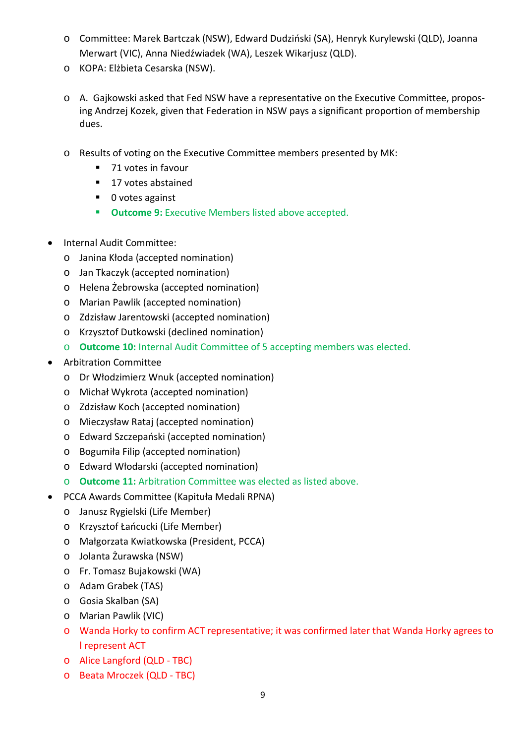- Committee: Marek Bartczak (NSW), Edward Dudziński (SA), Henryk Kurylewski (QLD), Joanna Merwart (VIC), Anna Niedźwiadek (WA), Leszek Wikarjusz (QLD).
    - KOPA: Elżbieta Cesarska (NSW).

    - A. Gajkowski asked that Fed NSW have a representative on the Executive Committee, proposing Andrzej Kozek, given that Federation in NSW pays a significant proportion of membership dues.

    - Results of voting on the Executive Committee members presented by MK:
        - 71 votes in favour
        - 17 votes abstained
        - 0 votes against
        - **Outcome 9:** Executive Members listed above accepted.

- Internal Audit Committee:
    - Janina Kłoda (accepted nomination)
    - Jan Tkaczyk (accepted nomination)
    - Helena Żebrowska (accepted nomination)
    - Marian Pawlik (accepted nomination)
    - Zdzisław Jarentowski (accepted nomination)
    - Krzysztof Dutkowski (declined nomination)
    - **Outcome 10:** Internal Audit Committee of 5 accepting members was elected.
- Arbitration Committee
    - Dr Włodzimierz Wnuk (accepted nomination)
    - Michał Wykrota (accepted nomination)
    - Zdzisław Koch (accepted nomination)
    - Mieczysław Rataj (accepted nomination)
    - Edward Szczepański (accepted nomination)
    - Bogumiła Filip (accepted nomination)
    - Edward Włodarski (accepted nomination)
    - **Outcome 11:** Arbitration Committee was elected as listed above.
- PCCA Awards Committee (Kapituła Medali RPNA)
    - Janusz Rygielski (Life Member)
    - Krzysztof Łańcucki (Life Member)
    - Małgorzata Kwiatkowska (President, PCCA)
    - Jolanta Żurawska (NSW)
    - Fr. Tomasz Bujakowski (WA)
    - Adam Grabek (TAS)
    - Gosia Skalban (SA)
    - Marian Pawlik (VIC)
    - Wanda Horky to confirm ACT representative; it was confirmed later that Wanda Horky agrees to l represent ACT
    - Alice Langford (QLD - TBC)
    - Beata Mroczek (QLD - TBC)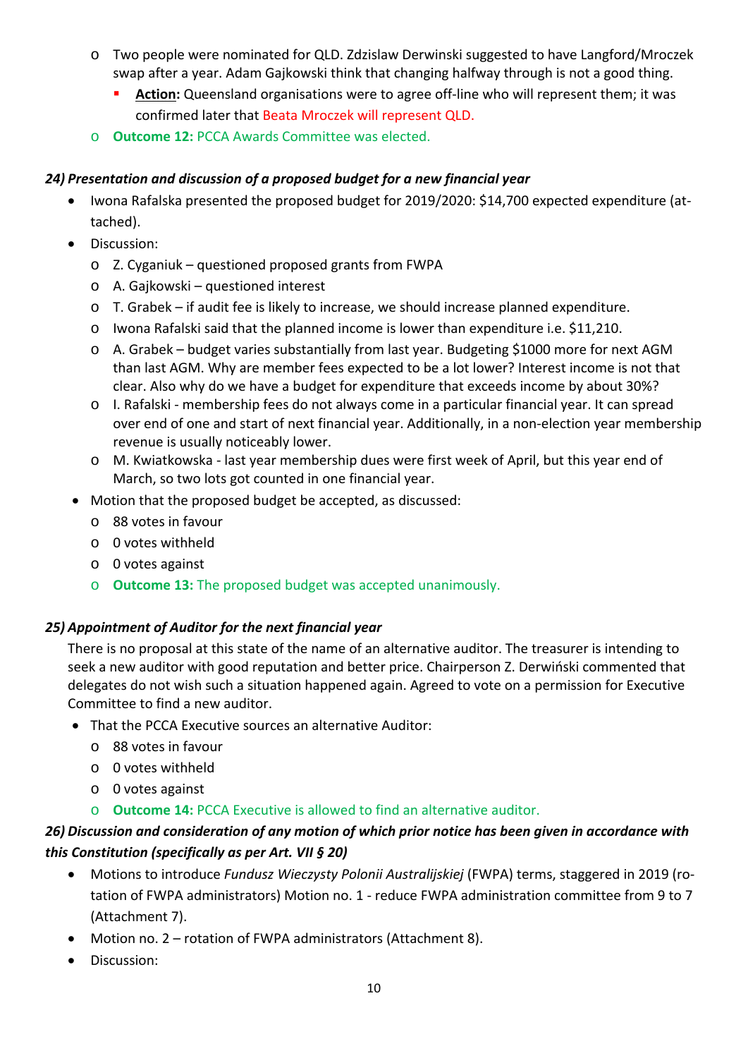- Two people were nominated for QLD. Zdzislaw Derwinski suggested to have Langford/Mroczek swap after a year. Adam Gajkowski think that changing halfway through is not a good thing.
  - **Action:** Queensland organisations were to agree off-line who will represent them; it was confirmed later that Beata Mroczek will represent QLD.
- **Outcome 12:** PCCA Awards Committee was elected.

### *24) Presentation and discussion of a proposed budget for a new financial year*

- Iwona Rafalska presented the proposed budget for 2019/2020: $14,700 expected expenditure (attached).
- Discussion:
  - Z. Cyganiuk – questioned proposed grants from FWPA
  - A. Gajkowski – questioned interest
  - T. Grabek – if audit fee is likely to increase, we should increase planned expenditure.
  - Iwona Rafalski said that the planned income is lower than expenditure i.e. $11,210.
  - A. Grabek – budget varies substantially from last year. Budgeting $1000 more for next AGM than last AGM. Why are member fees expected to be a lot lower? Interest income is not that clear. Also why do we have a budget for expenditure that exceeds income by about 30%?
  - I. Rafalski - membership fees do not always come in a particular financial year. It can spread over end of one and start of next financial year. Additionally, in a non-election year membership revenue is usually noticeably lower.
  - M. Kwiatkowska - last year membership dues were first week of April, but this year end of March, so two lots got counted in one financial year.
- Motion that the proposed budget be accepted, as discussed:
  - 88 votes in favour
  - 0 votes withheld
  - 0 votes against
  - **Outcome 13:** The proposed budget was accepted unanimously.

### *25) Appointment of Auditor for the next financial year*

There is no proposal at this state of the name of an alternative auditor. The treasurer is intending to seek a new auditor with good reputation and better price. Chairperson Z. Derwiński commented that delegates do not wish such a situation happened again. Agreed to vote on a permission for Executive Committee to find a new auditor.

- That the PCCA Executive sources an alternative Auditor:
  - 88 votes in favour
  - 0 votes withheld
  - 0 votes against
  - **Outcome 14:** PCCA Executive is allowed to find an alternative auditor.

### *26) Discussion and consideration of any motion of which prior notice has been given in accordance with this Constitution (specifically as per Art. VII § 20)*

- Motions to introduce *Fundusz Wieczysty Polonii Australijskiej* (FWPA) terms, staggered in 2019 (rotation of FWPA administrators) Motion no. 1 - reduce FWPA administration committee from 9 to 7 (Attachment 7).
- Motion no. 2 – rotation of FWPA administrators (Attachment 8).
- Discussion: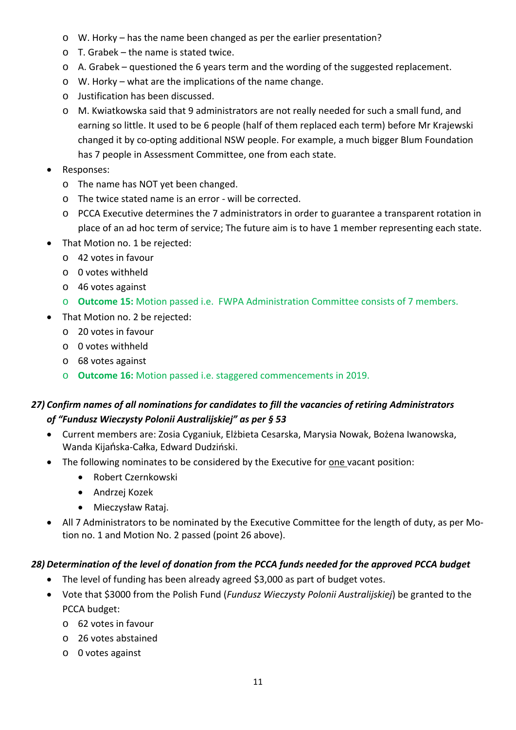- W. Horky – has the name been changed as per the earlier presentation?
  - T. Grabek – the name is stated twice.
  - A. Grabek – questioned the 6 years term and the wording of the suggested replacement.
  - W. Horky – what are the implications of the name change.
  - Justification has been discussed.
  - M. Kwiatkowska said that 9 administrators are not really needed for such a small fund, and earning so little. It used to be 6 people (half of them replaced each term) before Mr Krajewski changed it by co-opting additional NSW people. For example, a much bigger Blum Foundation has 7 people in Assessment Committee, one from each state.
- Responses:
  - The name has NOT yet been changed.
  - The twice stated name is an error - will be corrected.
  - PCCA Executive determines the 7 administrators in order to guarantee a transparent rotation in place of an ad hoc term of service; The future aim is to have 1 member representing each state.
- That Motion no. 1 be rejected:
  - 42 votes in favour
  - 0 votes withheld
  - 46 votes against
  - **Outcome 15:** Motion passed i.e. FWPA Administration Committee consists of 7 members.
- That Motion no. 2 be rejected:
  - 20 votes in favour
  - 0 votes withheld
  - 68 votes against
  - **Outcome 16:** Motion passed i.e. staggered commencements in 2019.

### *27) Confirm names of all nominations for candidates to fill the vacancies of retiring Administrators of "Fundusz Wieczysty Polonii Australijskiej" as per § 53*

- Current members are: Zosia Cyganiuk, Elżbieta Cesarska, Marysia Nowak, Bożena Iwanowska, Wanda Kijańska-Całka, Edward Dudziński.
- The following nominates to be considered by the Executive for one vacant position:
  - Robert Czernkowski
  - Andrzej Kozek
  - Mieczysław Rataj.
- All 7 Administrators to be nominated by the Executive Committee for the length of duty, as per Motion no. 1 and Motion No. 2 passed (point 26 above).

### *28) Determination of the level of donation from the PCCA funds needed for the approved PCCA budget*

- The level of funding has been already agreed $3,000 as part of budget votes.
- Vote that $3000 from the Polish Fund (*Fundusz Wieczysty Polonii Australijskiej*) be granted to the PCCA budget:
  - 62 votes in favour
  - 26 votes abstained
  - 0 votes against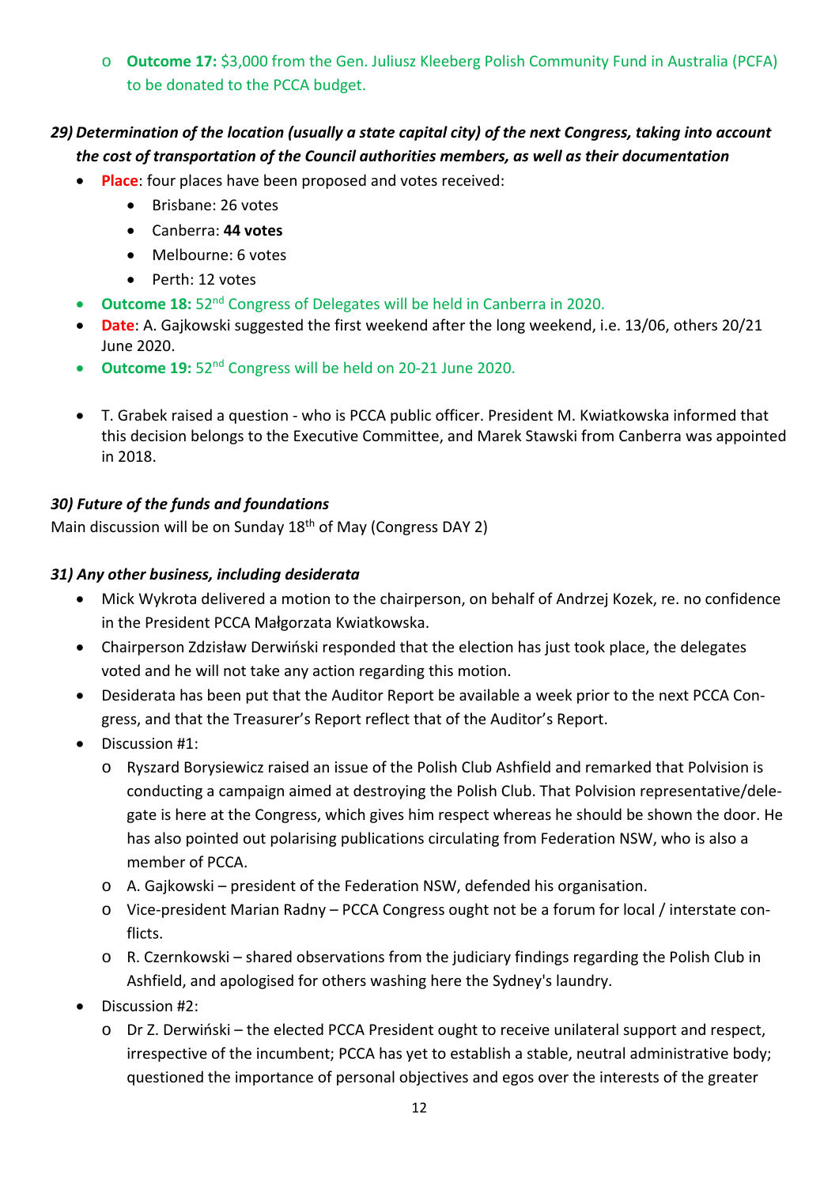- **Outcome 17:** $3,000 from the Gen. Juliusz Kleeberg Polish Community Fund in Australia (PCFA) to be donated to the PCCA budget.

***29) Determination of the location (usually a state capital city) of the next Congress, taking into account the cost of transportation of the Council authorities members, as well as their documentation***

- **Place**: four places have been proposed and votes received:
  - Brisbane: 26 votes
  - Canberra: **44 votes**
  - Melbourne: 6 votes
  - Perth: 12 votes
- **Outcome 18:** 52nd Congress of Delegates will be held in Canberra in 2020.
- **Date**: A. Gajkowski suggested the first weekend after the long weekend, i.e. 13/06, others 20/21 June 2020.
- **Outcome 19:** 52nd Congress will be held on 20-21 June 2020.

- T. Grabek raised a question - who is PCCA public officer. President M. Kwiatkowska informed that this decision belongs to the Executive Committee, and Marek Stawski from Canberra was appointed in 2018.

***30) Future of the funds and foundations***

Main discussion will be on Sunday 18th of May (Congress DAY 2)

***31) Any other business, including desiderata***

- Mick Wykrota delivered a motion to the chairperson, on behalf of Andrzej Kozek, re. no confidence in the President PCCA Małgorzata Kwiatkowska.
- Chairperson Zdzisław Derwiński responded that the election has just took place, the delegates voted and he will not take any action regarding this motion.
- Desiderata has been put that the Auditor Report be available a week prior to the next PCCA Congress, and that the Treasurer's Report reflect that of the Auditor's Report.
- Discussion #1:
  - Ryszard Borysiewicz raised an issue of the Polish Club Ashfield and remarked that Polvision is conducting a campaign aimed at destroying the Polish Club. That Polvision representative/delegate is here at the Congress, which gives him respect whereas he should be shown the door. He has also pointed out polarising publications circulating from Federation NSW, who is also a member of PCCA.
  - A. Gajkowski – president of the Federation NSW, defended his organisation.
  - Vice-president Marian Radny – PCCA Congress ought not be a forum for local / interstate conflicts.
  - R. Czernkowski – shared observations from the judiciary findings regarding the Polish Club in Ashfield, and apologised for others washing here the Sydney's laundry.
- Discussion #2:
  - Dr Z. Derwiński – the elected PCCA President ought to receive unilateral support and respect, irrespective of the incumbent; PCCA has yet to establish a stable, neutral administrative body; questioned the importance of personal objectives and egos over the interests of the greater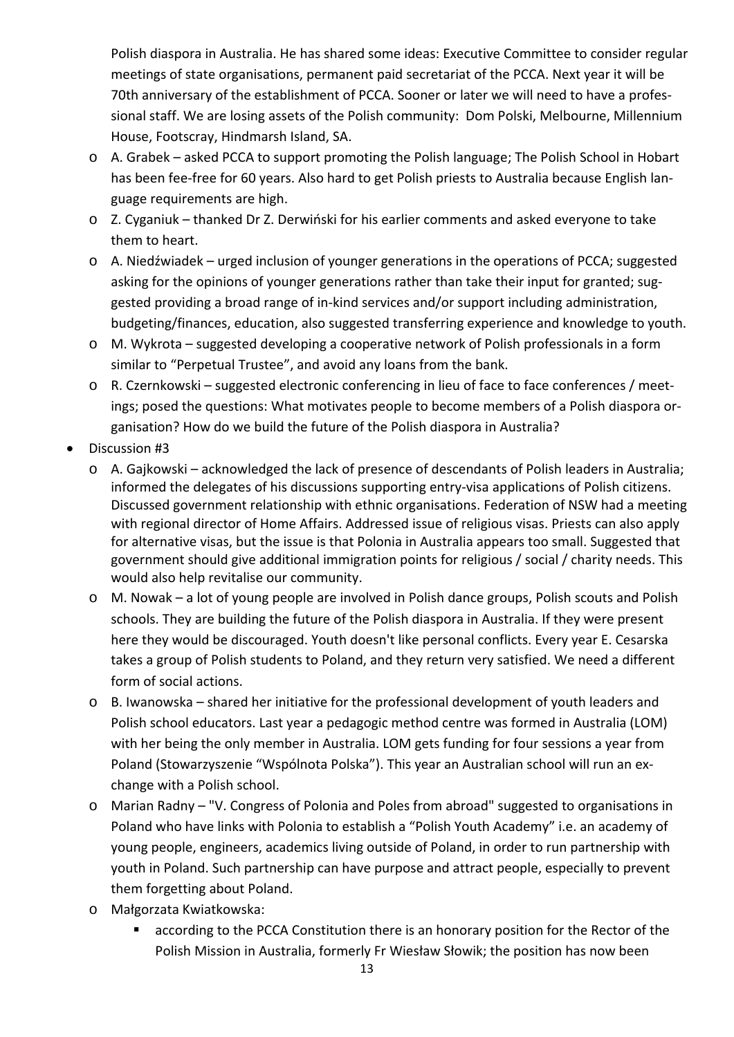Polish diaspora in Australia. He has shared some ideas: Executive Committee to consider regular meetings of state organisations, permanent paid secretariat of the PCCA. Next year it will be 70th anniversary of the establishment of PCCA. Sooner or later we will need to have a professional staff. We are losing assets of the Polish community: Dom Polski, Melbourne, Millennium House, Footscray, Hindmarsh Island, SA.

- A. Grabek – asked PCCA to support promoting the Polish language; The Polish School in Hobart has been fee-free for 60 years. Also hard to get Polish priests to Australia because English language requirements are high.
- Z. Cyganiuk – thanked Dr Z. Derwiński for his earlier comments and asked everyone to take them to heart.
- A. Niedźwiadek – urged inclusion of younger generations in the operations of PCCA; suggested asking for the opinions of younger generations rather than take their input for granted; suggested providing a broad range of in-kind services and/or support including administration, budgeting/finances, education, also suggested transferring experience and knowledge to youth.
- M. Wykrota – suggested developing a cooperative network of Polish professionals in a form similar to "Perpetual Trustee", and avoid any loans from the bank.
- R. Czernkowski – suggested electronic conferencing in lieu of face to face conferences / meetings; posed the questions: What motivates people to become members of a Polish diaspora organisation? How do we build the future of the Polish diaspora in Australia?

- Discussion #3
  - A. Gajkowski – acknowledged the lack of presence of descendants of Polish leaders in Australia; informed the delegates of his discussions supporting entry-visa applications of Polish citizens. Discussed government relationship with ethnic organisations. Federation of NSW had a meeting with regional director of Home Affairs. Addressed issue of religious visas. Priests can also apply for alternative visas, but the issue is that Polonia in Australia appears too small. Suggested that government should give additional immigration points for religious / social / charity needs. This would also help revitalise our community.
  - M. Nowak – a lot of young people are involved in Polish dance groups, Polish scouts and Polish schools. They are building the future of the Polish diaspora in Australia. If they were present here they would be discouraged. Youth doesn't like personal conflicts. Every year E. Cesarska takes a group of Polish students to Poland, and they return very satisfied. We need a different form of social actions.
  - B. Iwanowska – shared her initiative for the professional development of youth leaders and Polish school educators. Last year a pedagogic method centre was formed in Australia (LOM) with her being the only member in Australia. LOM gets funding for four sessions a year from Poland (Stowarzyszenie "Wspólnota Polska"). This year an Australian school will run an exchange with a Polish school.
  - Marian Radny – "V. Congress of Polonia and Poles from abroad" suggested to organisations in Poland who have links with Polonia to establish a "Polish Youth Academy" i.e. an academy of young people, engineers, academics living outside of Poland, in order to run partnership with youth in Poland. Such partnership can have purpose and attract people, especially to prevent them forgetting about Poland.
  - Małgorzata Kwiatkowska:
    - according to the PCCA Constitution there is an honorary position for the Rector of the Polish Mission in Australia, formerly Fr Wiesław Słowik; the position has now been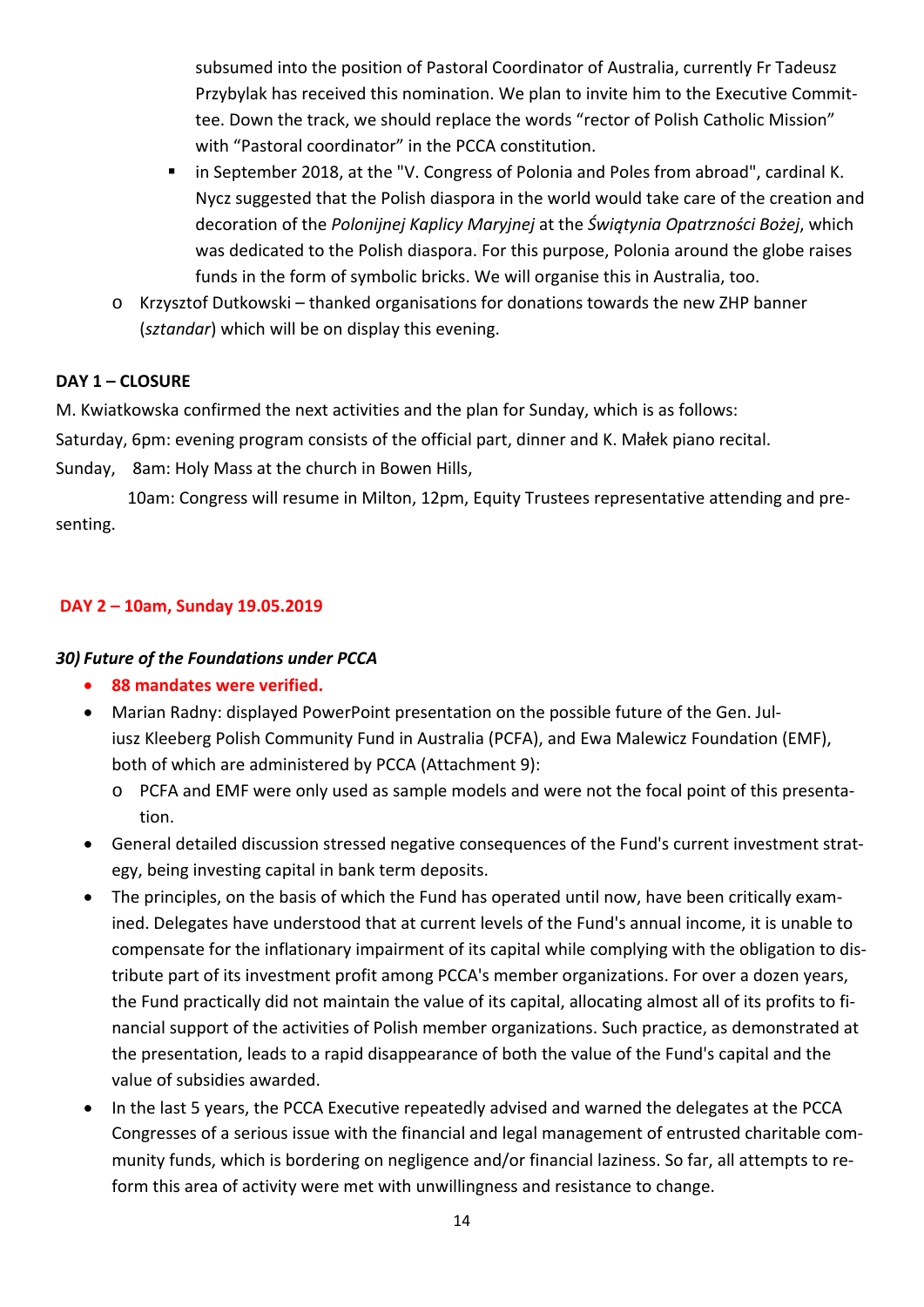subsumed into the position of Pastoral Coordinator of Australia, currently Fr Tadeusz Przybylak has received this nomination. We plan to invite him to the Executive Committee. Down the track, we should replace the words "rector of Polish Catholic Mission" with "Pastoral coordinator" in the PCCA constitution.

  - in September 2018, at the "V. Congress of Polonia and Poles from abroad", cardinal K. Nycz suggested that the Polish diaspora in the world would take care of the creation and decoration of the *Polonijnej Kaplicy Maryjnej* at the *Świątynia Opatrzności Bożej*, which was dedicated to the Polish diaspora. For this purpose, Polonia around the globe raises funds in the form of symbolic bricks. We will organise this in Australia, too.

- Krzysztof Dutkowski – thanked organisations for donations towards the new ZHP banner (*sztandar*) which will be on display this evening.

**DAY 1 – CLOSURE**

M. Kwiatkowska confirmed the next activities and the plan for Sunday, which is as follows:

Saturday, 6pm: evening program consists of the official part, dinner and K. Małek piano recital.

Sunday, 8am: Holy Mass at the church in Bowen Hills,

10am: Congress will resume in Milton, 12pm, Equity Trustees representative attending and presenting.

**DAY 2 – 10am, Sunday 19.05.2019**

***30) Future of the Foundations under PCCA***

- **88 mandates were verified.**
- Marian Radny: displayed PowerPoint presentation on the possible future of the Gen. Juliusz Kleeberg Polish Community Fund in Australia (PCFA), and Ewa Malewicz Foundation (EMF), both of which are administered by PCCA (Attachment 9):
  - PCFA and EMF were only used as sample models and were not the focal point of this presentation.
- General detailed discussion stressed negative consequences of the Fund's current investment strategy, being investing capital in bank term deposits.
- The principles, on the basis of which the Fund has operated until now, have been critically examined. Delegates have understood that at current levels of the Fund's annual income, it is unable to compensate for the inflationary impairment of its capital while complying with the obligation to distribute part of its investment profit among PCCA's member organizations. For over a dozen years, the Fund practically did not maintain the value of its capital, allocating almost all of its profits to financial support of the activities of Polish member organizations. Such practice, as demonstrated at the presentation, leads to a rapid disappearance of both the value of the Fund's capital and the value of subsidies awarded.
- In the last 5 years, the PCCA Executive repeatedly advised and warned the delegates at the PCCA Congresses of a serious issue with the financial and legal management of entrusted charitable community funds, which is bordering on negligence and/or financial laziness. So far, all attempts to reform this area of activity were met with unwillingness and resistance to change.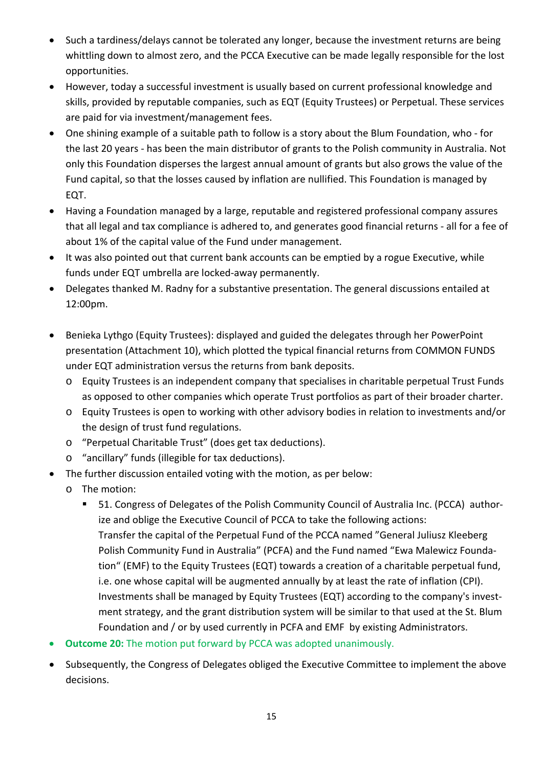- Such a tardiness/delays cannot be tolerated any longer, because the investment returns are being whittling down to almost zero, and the PCCA Executive can be made legally responsible for the lost opportunities.
- However, today a successful investment is usually based on current professional knowledge and skills, provided by reputable companies, such as EQT (Equity Trustees) or Perpetual. These services are paid for via investment/management fees.
- One shining example of a suitable path to follow is a story about the Blum Foundation, who - for the last 20 years - has been the main distributor of grants to the Polish community in Australia. Not only this Foundation disperses the largest annual amount of grants but also grows the value of the Fund capital, so that the losses caused by inflation are nullified. This Foundation is managed by EQT.
- Having a Foundation managed by a large, reputable and registered professional company assures that all legal and tax compliance is adhered to, and generates good financial returns - all for a fee of about 1% of the capital value of the Fund under management.
- It was also pointed out that current bank accounts can be emptied by a rogue Executive, while funds under EQT umbrella are locked-away permanently.
- Delegates thanked M. Radny for a substantive presentation. The general discussions entailed at 12:00pm.

- Benieka Lythgo (Equity Trustees): displayed and guided the delegates through her PowerPoint presentation (Attachment 10), which plotted the typical financial returns from COMMON FUNDS under EQT administration versus the returns from bank deposits.
  - Equity Trustees is an independent company that specialises in charitable perpetual Trust Funds as opposed to other companies which operate Trust portfolios as part of their broader charter.
  - Equity Trustees is open to working with other advisory bodies in relation to investments and/or the design of trust fund regulations.
  - "Perpetual Charitable Trust" (does get tax deductions).
  - "ancillary" funds (illegible for tax deductions).
- The further discussion entailed voting with the motion, as per below:
  - The motion:
    - 51. Congress of Delegates of the Polish Community Council of Australia Inc. (PCCA) authorize and oblige the Executive Council of PCCA to take the following actions:
      Transfer the capital of the Perpetual Fund of the PCCA named "General Juliusz Kleeberg Polish Community Fund in Australia" (PCFA) and the Fund named "Ewa Malewicz Foundation" (EMF) to the Equity Trustees (EQT) towards a creation of a charitable perpetual fund, i.e. one whose capital will be augmented annually by at least the rate of inflation (CPI). Investments shall be managed by Equity Trustees (EQT) according to the company's investment strategy, and the grant distribution system will be similar to that used at the St. Blum Foundation and / or by used currently in PCFA and EMF by existing Administrators.
- **Outcome 20:** The motion put forward by PCCA was adopted unanimously.
- Subsequently, the Congress of Delegates obliged the Executive Committee to implement the above decisions.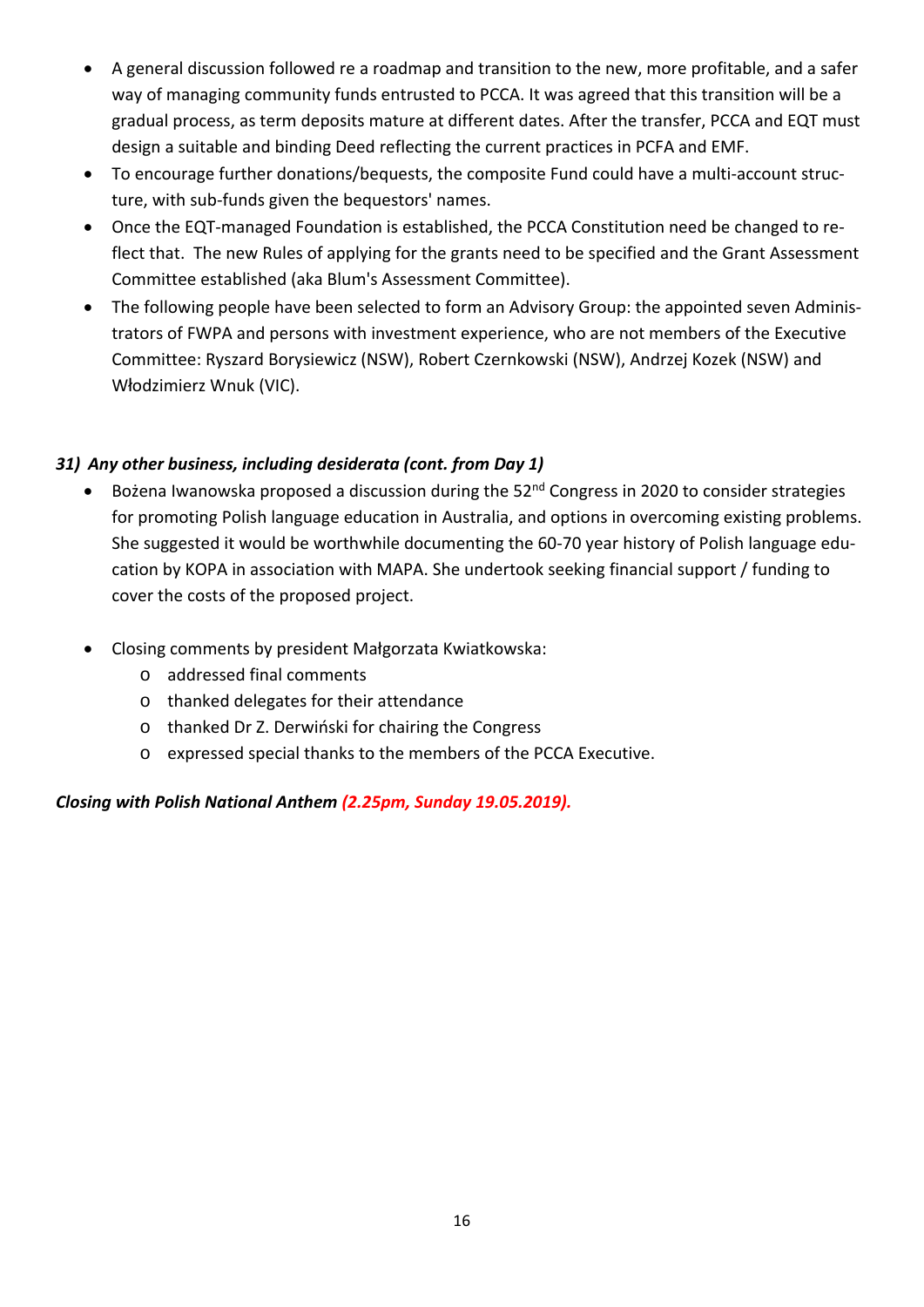- A general discussion followed re a roadmap and transition to the new, more profitable, and a safer way of managing community funds entrusted to PCCA. It was agreed that this transition will be a gradual process, as term deposits mature at different dates. After the transfer, PCCA and EQT must design a suitable and binding Deed reflecting the current practices in PCFA and EMF.
- To encourage further donations/bequests, the composite Fund could have a multi-account structure, with sub-funds given the bequestors' names.
- Once the EQT-managed Foundation is established, the PCCA Constitution need be changed to reflect that. The new Rules of applying for the grants need to be specified and the Grant Assessment Committee established (aka Blum's Assessment Committee).
- The following people have been selected to form an Advisory Group: the appointed seven Administrators of FWPA and persons with investment experience, who are not members of the Executive Committee: Ryszard Borysiewicz (NSW), Robert Czernkowski (NSW), Andrzej Kozek (NSW) and Włodzimierz Wnuk (VIC).

***31) Any other business, including desiderata (cont. from Day 1)***

- Bożena Iwanowska proposed a discussion during the 52nd Congress in 2020 to consider strategies for promoting Polish language education in Australia, and options in overcoming existing problems. She suggested it would be worthwhile documenting the 60-70 year history of Polish language education by KOPA in association with MAPA. She undertook seeking financial support / funding to cover the costs of the proposed project.

- Closing comments by president Małgorzata Kwiatkowska:
  - addressed final comments
  - thanked delegates for their attendance
  - thanked Dr Z. Derwiński for chairing the Congress
  - expressed special thanks to the members of the PCCA Executive.

***Closing with Polish National Anthem (2.25pm, Sunday 19.05.2019).***